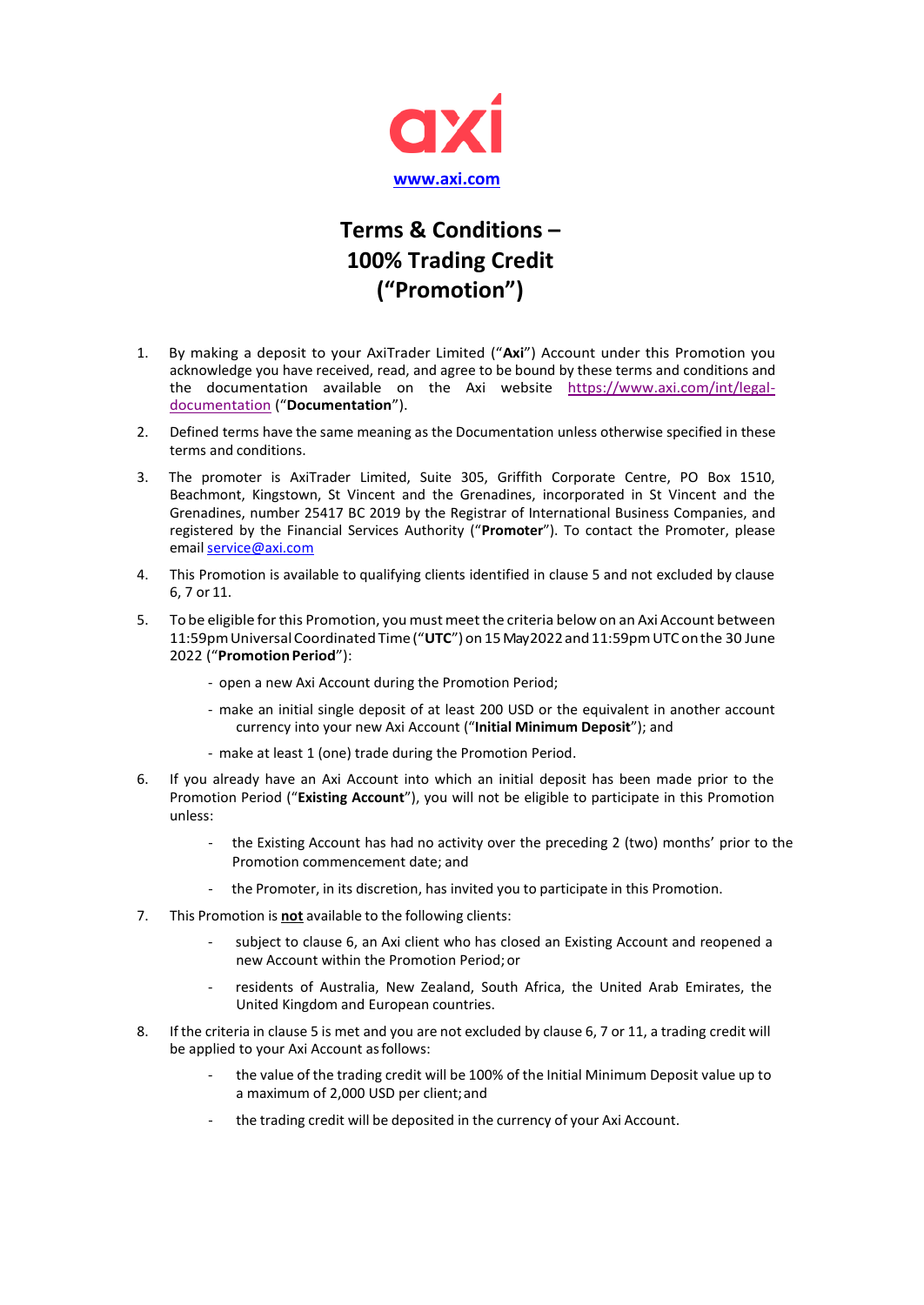axi

[www.axi.com](http://www.axi.com)

# Terms & Conditions – 100% Trading Credit ("Promotion")

1. By making a deposit to your AxiTrader Limited ("**Axi**") Account under this Promotion you acknowledge you have received, read, and agree to be bound by these terms and conditions and the documentation available on the Axi website [https://www.axi.com/int/legal-documentation](https://www.axi.com/int/legal-documentation) ("**Documentation**").

2. Defined terms have the same meaning as the Documentation unless otherwise specified in these terms and conditions.

3. The promoter is AxiTrader Limited, Suite 305, Griffith Corporate Centre, PO Box 1510, Beachmont, Kingstown, St Vincent and the Grenadines, incorporated in St Vincent and the Grenadines, number 25417 BC 2019 by the Registrar of International Business Companies, and registered by the Financial Services Authority ("**Promoter**"). To contact the Promoter, please email [service@axi.com](mailto:service@axi.com)

4. This Promotion is available to qualifying clients identified in clause 5 and not excluded by clause 6, 7 or 11.

5. To be eligible for this Promotion, you must meet the criteria below on an Axi Account between 11:59pm Universal Coordinated Time ("**UTC**") on 15 May 2022 and 11:59pm UTC on the 30 June 2022 ("**Promotion Period**"):
   - open a new Axi Account during the Promotion Period;
   - make an initial single deposit of at least 200 USD or the equivalent in another account currency into your new Axi Account ("**Initial Minimum Deposit**"); and
   - make at least 1 (one) trade during the Promotion Period.

6. If you already have an Axi Account into which an initial deposit has been made prior to the Promotion Period ("**Existing Account**"), you will not be eligible to participate in this Promotion unless:
   - the Existing Account has had no activity over the preceding 2 (two) months' prior to the Promotion commencement date; and
   - the Promoter, in its discretion, has invited you to participate in this Promotion.

7. This Promotion is **not** available to the following clients:
   - subject to clause 6, an Axi client who has closed an Existing Account and reopened a new Account within the Promotion Period; or
   - residents of Australia, New Zealand, South Africa, the United Arab Emirates, the United Kingdom and European countries.

8. If the criteria in clause 5 is met and you are not excluded by clause 6, 7 or 11, a trading credit will be applied to your Axi Account as follows:
   - the value of the trading credit will be 100% of the Initial Minimum Deposit value up to a maximum of 2,000 USD per client; and
   - the trading credit will be deposited in the currency of your Axi Account.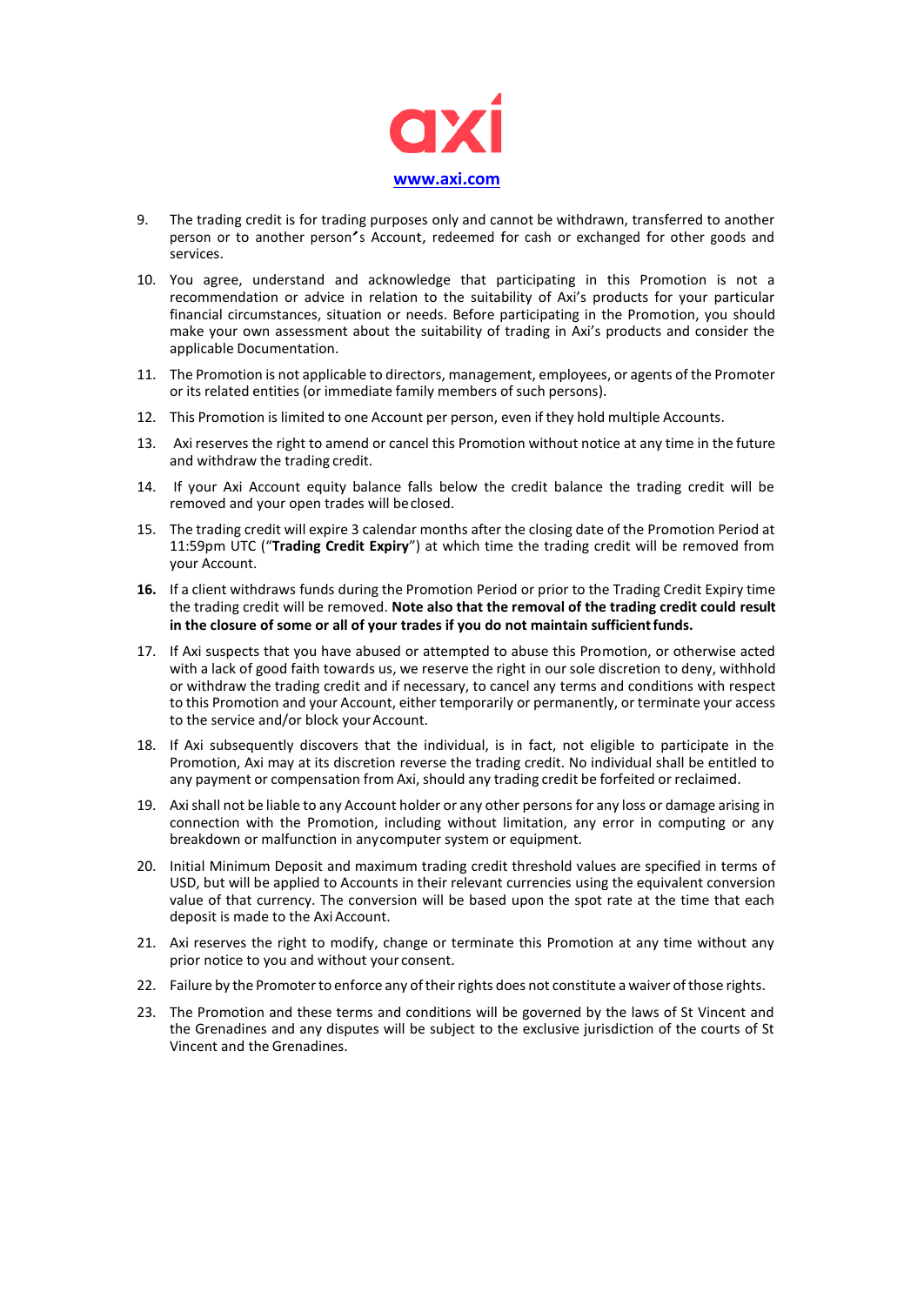9. The trading credit is for trading purposes only and cannot be withdrawn, transferred to another person or to another person's Account, redeemed for cash or exchanged for other goods and services.

10. You agree, understand and acknowledge that participating in this Promotion is not a recommendation or advice in relation to the suitability of Axi's products for your particular financial circumstances, situation or needs. Before participating in the Promotion, you should make your own assessment about the suitability of trading in Axi's products and consider the applicable Documentation.

11. The Promotion is not applicable to directors, management, employees, or agents of the Promoter or its related entities (or immediate family members of such persons).

12. This Promotion is limited to one Account per person, even if they hold multiple Accounts.

13. Axi reserves the right to amend or cancel this Promotion without notice at any time in the future and withdraw the trading credit.

14. If your Axi Account equity balance falls below the credit balance the trading credit will be removed and your open trades will be closed.

15. The trading credit will expire 3 calendar months after the closing date of the Promotion Period at 11:59pm UTC ("**Trading Credit Expiry**") at which time the trading credit will be removed from your Account.

**16.** If a client withdraws funds during the Promotion Period or prior to the Trading Credit Expiry time the trading credit will be removed. **Note also that the removal of the trading credit could result in the closure of some or all of your trades if you do not maintain sufficient funds.**

17. If Axi suspects that you have abused or attempted to abuse this Promotion, or otherwise acted with a lack of good faith towards us, we reserve the right in our sole discretion to deny, withhold or withdraw the trading credit and if necessary, to cancel any terms and conditions with respect to this Promotion and your Account, either temporarily or permanently, or terminate your access to the service and/or block your Account.

18. If Axi subsequently discovers that the individual, is in fact, not eligible to participate in the Promotion, Axi may at its discretion reverse the trading credit. No individual shall be entitled to any payment or compensation from Axi, should any trading credit be forfeited or reclaimed.

19. Axi shall not be liable to any Account holder or any other persons for any loss or damage arising in connection with the Promotion, including without limitation, any error in computing or any breakdown or malfunction in any computer system or equipment.

20. Initial Minimum Deposit and maximum trading credit threshold values are specified in terms of USD, but will be applied to Accounts in their relevant currencies using the equivalent conversion value of that currency. The conversion will be based upon the spot rate at the time that each deposit is made to the Axi Account.

21. Axi reserves the right to modify, change or terminate this Promotion at any time without any prior notice to you and without your consent.

22. Failure by the Promoter to enforce any of their rights does not constitute a waiver of those rights.

23. The Promotion and these terms and conditions will be governed by the laws of St Vincent and the Grenadines and any disputes will be subject to the exclusive jurisdiction of the courts of St Vincent and the Grenadines.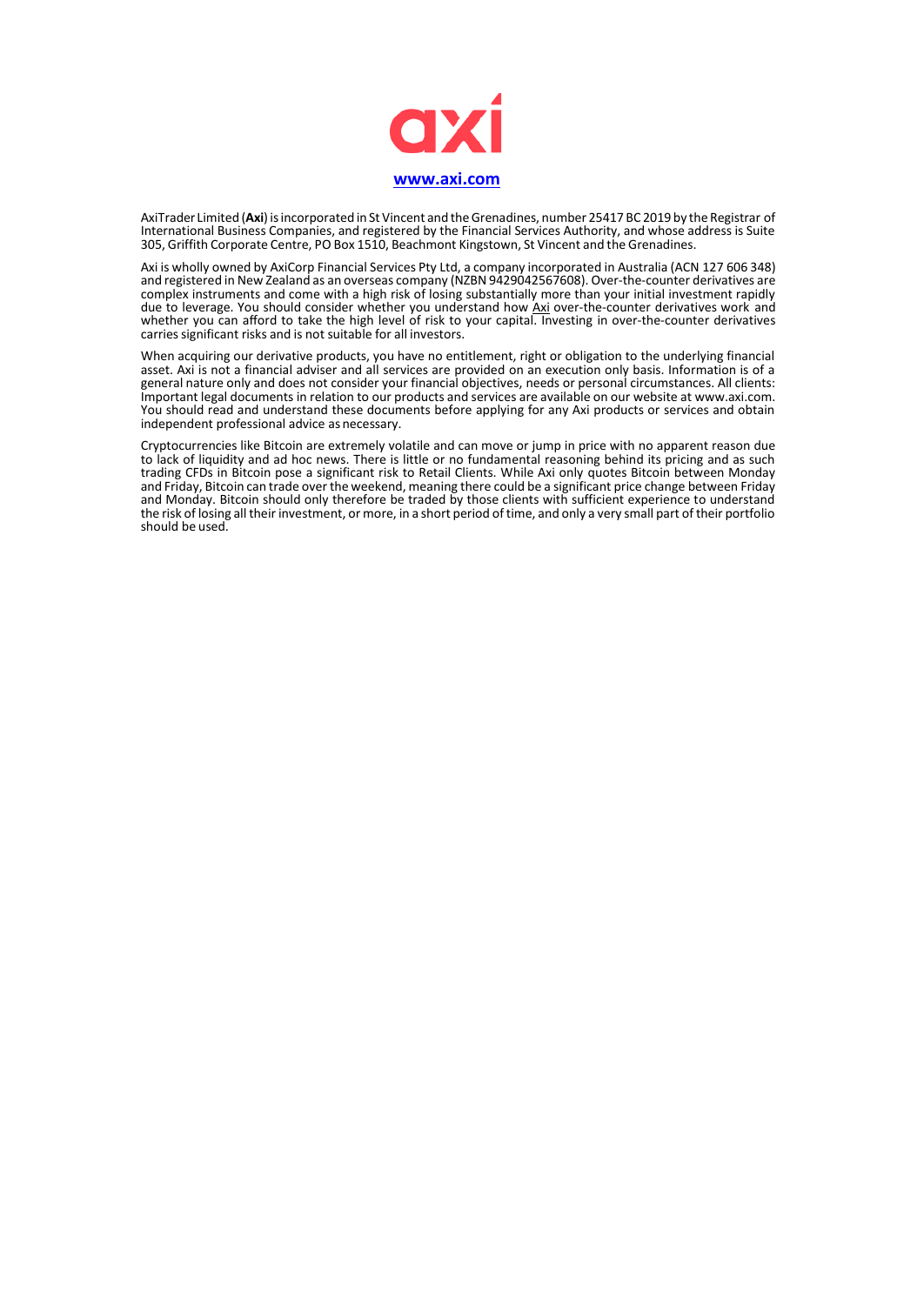**axi**

[www.axi.com](http://www.axi.com)

AxiTrader Limited (**Axi**) is incorporated in St Vincent and the Grenadines, number 25417 BC 2019 by the Registrar of International Business Companies, and registered by the Financial Services Authority, and whose address is Suite 305, Griffith Corporate Centre, PO Box 1510, Beachmont Kingstown, St Vincent and the Grenadines.

Axi is wholly owned by AxiCorp Financial Services Pty Ltd, a company incorporated in Australia (ACN 127 606 348) and registered in New Zealand as an overseas company (NZBN 9429042567608). Over-the-counter derivatives are complex instruments and come with a high risk of losing substantially more than your initial investment rapidly due to leverage. You should consider whether you understand how Axi over-the-counter derivatives work and whether you can afford to take the high level of risk to your capital. Investing in over-the-counter derivatives carries significant risks and is not suitable for all investors.

When acquiring our derivative products, you have no entitlement, right or obligation to the underlying financial asset. Axi is not a financial adviser and all services are provided on an execution only basis. Information is of a general nature only and does not consider your financial objectives, needs or personal circumstances. All clients: Important legal documents in relation to our products and services are available on our website at www.axi.com. You should read and understand these documents before applying for any Axi products or services and obtain independent professional advice as necessary.

Cryptocurrencies like Bitcoin are extremely volatile and can move or jump in price with no apparent reason due to lack of liquidity and ad hoc news. There is little or no fundamental reasoning behind its pricing and as such trading CFDs in Bitcoin pose a significant risk to Retail Clients. While Axi only quotes Bitcoin between Monday and Friday, Bitcoin can trade over the weekend, meaning there could be a significant price change between Friday and Monday. Bitcoin should only therefore be traded by those clients with sufficient experience to understand the risk of losing all their investment, or more, in a short period of time, and only a very small part of their portfolio should be used.